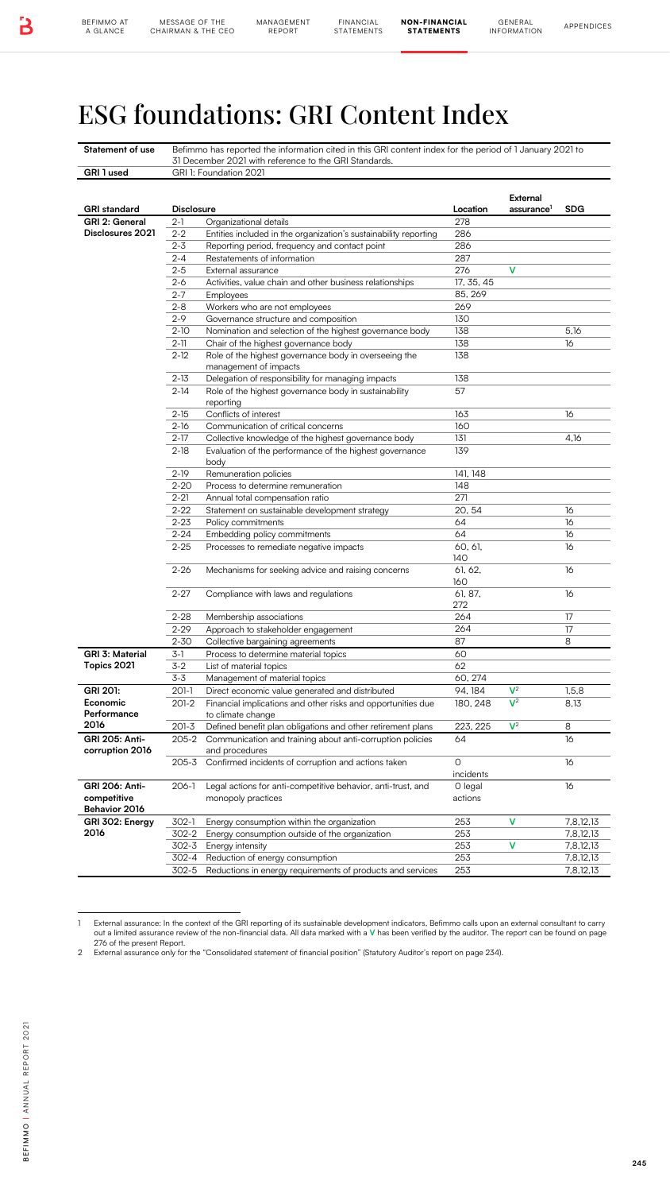# ESG foundations: GRI Content Index

| Statement of use | Befimmo has reported the information cited in this GRI content index for the period of 1 January 2021 to 31 December 2021 with reference to the GRI Standards. |
|---|---|
| GRI 1 used | GRI 1: Foundation 2021 |

| GRI standard | Disclosure | | Location | External assurance[1] | SDG |
|---|---|---|---|---|---|
| GRI 2: General Disclosures 2021 | 2-1 | Organizational details | 278 | | |
| | 2-2 | Entities included in the organization's sustainability reporting | 286 | | |
| | 2-3 | Reporting period, frequency and contact point | 286 | | |
| | 2-4 | Restatements of information | 287 | | |
| | 2-5 | External assurance | 276 | V | |
| | 2-6 | Activities, value chain and other business relationships | 17, 35, 45 | | |
| | 2-7 | Employees | 85, 269 | | |
| | 2-8 | Workers who are not employees | 269 | | |
| | 2-9 | Governance structure and composition | 130 | | |
| | 2-10 | Nomination and selection of the highest governance body | 138 | | 5,16 |
| | 2-11 | Chair of the highest governance body | 138 | | 16 |
| | 2-12 | Role of the highest governance body in overseeing the management of impacts | 138 | | |
| | 2-13 | Delegation of responsibility for managing impacts | 138 | | |
| | 2-14 | Role of the highest governance body in sustainability reporting | 57 | | |
| | 2-15 | Conflicts of interest | 163 | | 16 |
| | 2-16 | Communication of critical concerns | 160 | | |
| | 2-17 | Collective knowledge of the highest governance body | 131 | | 4,16 |
| | 2-18 | Evaluation of the performance of the highest governance body | 139 | | |
| | 2-19 | Remuneration policies | 141, 148 | | |
| | 2-20 | Process to determine remuneration | 148 | | |
| | 2-21 | Annual total compensation ratio | 271 | | |
| | 2-22 | Statement on sustainable development strategy | 20, 54 | | 16 |
| | 2-23 | Policy commitments | 64 | | 16 |
| | 2-24 | Embedding policy commitments | 64 | | 16 |
| | 2-25 | Processes to remediate negative impacts | 60, 61, 140 | | 16 |
| | 2-26 | Mechanisms for seeking advice and raising concerns | 61, 62, 160 | | 16 |
| | 2-27 | Compliance with laws and regulations | 61, 87, 272 | | 16 |
| | 2-28 | Membership associations | 264 | | 17 |
| | 2-29 | Approach to stakeholder engagement | 264 | | 17 |
| | 2-30 | Collective bargaining agreements | 87 | | 8 |
| GRI 3: Material Topics 2021 | 3-1 | Process to determine material topics | 60 | | |
| | 3-2 | List of material topics | 62 | | |
| | 3-3 | Management of material topics | 60, 274 | | |
| GRI 201: Economic Performance 2016 | 201-1 | Direct economic value generated and distributed | 94, 184 | V[2] | 1,5,8 |
| | 201-2 | Financial implications and other risks and opportunities due to climate change | 180, 248 | V[2] | 8,13 |
| | 201-3 | Defined benefit plan obligations and other retirement plans | 223, 225 | V[2] | 8 |
| GRI 205: Anti-corruption 2016 | 205-2 | Communication and training about anti-corruption policies and procedures | 64 | | 16 |
| | 205-3 | Confirmed incidents of corruption and actions taken | 0 incidents | | 16 |
| GRI 206: Anti-competitive Behavior 2016 | 206-1 | Legal actions for anti-competitive behavior, anti-trust, and monopoly practices | 0 legal actions | | 16 |
| GRI 302: Energy 2016 | 302-1 | Energy consumption within the organization | 253 | V | 7,8,12,13 |
| | 302-2 | Energy consumption outside of the organization | 253 | | 7,8,12,13 |
| | 302-3 | Energy intensity | 253 | V | 7,8,12,13 |
| | 302-4 | Reduction of energy consumption | 253 | | 7,8,12,13 |
| | 302-5 | Reductions in energy requirements of products and services | 253 | | 7,8,12,13 |

1 External assurance: In the context of the GRI reporting of its sustainable development indicators, Befimmo calls upon an external consultant to carry out a limited assurance review of the non-financial data. All data marked with a V has been verified by the auditor. The report can be found on page 276 of the present Report.

2 External assurance only for the "Consolidated statement of financial position" (Statutory Auditor's report on page 234).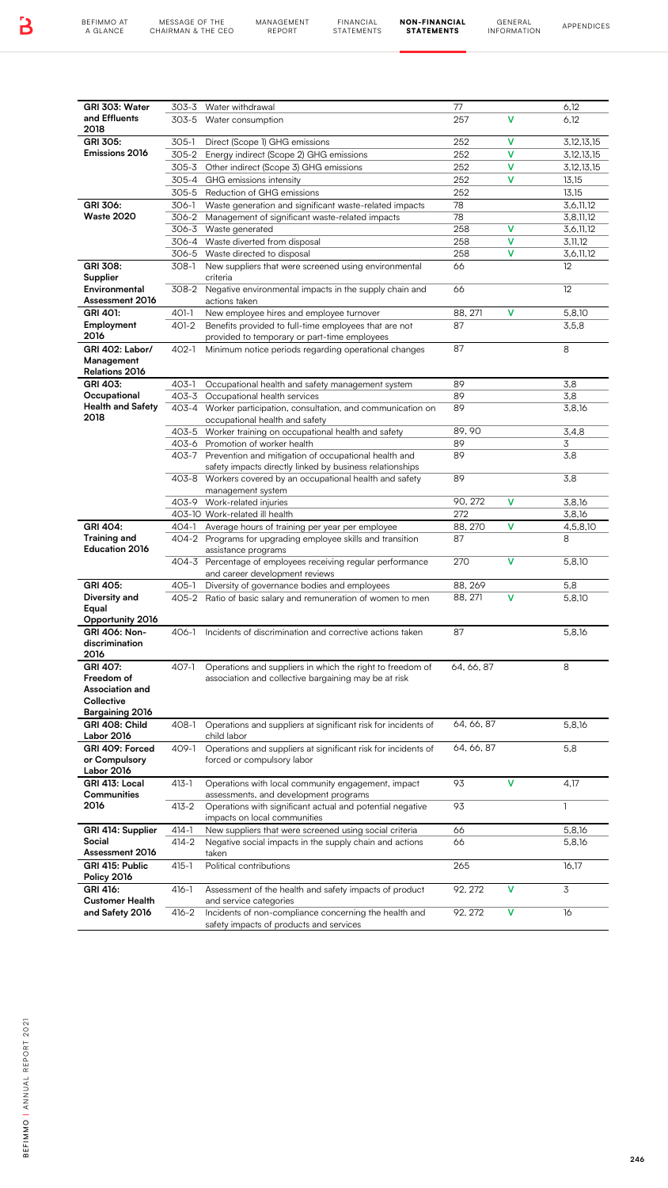| | | | | | |
|---|---|---|---|---|---|
| GRI 303: Water and Effluents 2018 | 303-3 | Water withdrawal | 77 | | 6,12 |
| | 303-5 | Water consumption | 257 | V | 6,12 |
| GRI 305: Emissions 2016 | 305-1 | Direct (Scope 1) GHG emissions | 252 | V | 3,12,13,15 |
| | 305-2 | Energy indirect (Scope 2) GHG emissions | 252 | V | 3,12,13,15 |
| | 305-3 | Other indirect (Scope 3) GHG emissions | 252 | V | 3,12,13,15 |
| | 305-4 | GHG emissions intensity | 252 | V | 13,15 |
| | 305-5 | Reduction of GHG emissions | 252 | | 13,15 |
| GRI 306: Waste 2020 | 306-1 | Waste generation and significant waste-related impacts | 78 | | 3,6,11,12 |
| | 306-2 | Management of significant waste-related impacts | 78 | | 3,8,11,12 |
| | 306-3 | Waste generated | 258 | V | 3,6,11,12 |
| | 306-4 | Waste diverted from disposal | 258 | V | 3,11,12 |
| | 306-5 | Waste directed to disposal | 258 | V | 3,6,11,12 |
| GRI 308: Supplier Environmental Assessment 2016 | 308-1 | New suppliers that were screened using environmental criteria | 66 | | 12 |
| | 308-2 | Negative environmental impacts in the supply chain and actions taken | 66 | | 12 |
| GRI 401: Employment 2016 | 401-1 | New employee hires and employee turnover | 88, 271 | V | 5,8,10 |
| | 401-2 | Benefits provided to full-time employees that are not provided to temporary or part-time employees | 87 | | 3,5,8 |
| GRI 402: Labor/ Management Relations 2016 | 402-1 | Minimum notice periods regarding operational changes | 87 | | 8 |
| GRI 403: Occupational Health and Safety 2018 | 403-1 | Occupational health and safety management system | 89 | | 3,8 |
| | 403-3 | Occupational health services | 89 | | 3,8 |
| | 403-4 | Worker participation, consultation, and communication on occupational health and safety | 89 | | 3,8,16 |
| | 403-5 | Worker training on occupational health and safety | 89, 90 | | 3,4,8 |
| | 403-6 | Promotion of worker health | 89 | | 3 |
| | 403-7 | Prevention and mitigation of occupational health and safety impacts directly linked by business relationships | 89 | | 3,8 |
| | 403-8 | Workers covered by an occupational health and safety management system | 89 | | 3,8 |
| | 403-9 | Work-related injuries | 90, 272 | V | 3,8,16 |
| | 403-10 | Work-related ill health | 272 | | 3,8,16 |
| GRI 404: Training and Education 2016 | 404-1 | Average hours of training per year per employee | 88, 270 | V | 4,5,8,10 |
| | 404-2 | Programs for upgrading employee skills and transition assistance programs | 87 | | 8 |
| | 404-3 | Percentage of employees receiving regular performance and career development reviews | 270 | V | 5,8,10 |
| GRI 405: Diversity and Equal Opportunity 2016 | 405-1 | Diversity of governance bodies and employees | 88, 269 | | 5,8 |
| | 405-2 | Ratio of basic salary and remuneration of women to men | 88, 271 | V | 5,8,10 |
| GRI 406: Non-discrimination 2016 | 406-1 | Incidents of discrimination and corrective actions taken | 87 | | 5,8,16 |
| GRI 407: Freedom of Association and Collective Bargaining 2016 | 407-1 | Operations and suppliers in which the right to freedom of association and collective bargaining may be at risk | 64, 66, 87 | | 8 |
| GRI 408: Child Labor 2016 | 408-1 | Operations and suppliers at significant risk for incidents of child labor | 64, 66, 87 | | 5,8,16 |
| GRI 409: Forced or Compulsory Labor 2016 | 409-1 | Operations and suppliers at significant risk for incidents of forced or compulsory labor | 64, 66, 87 | | 5,8 |
| GRI 413: Local Communities 2016 | 413-1 | Operations with local community engagement, impact assessments, and development programs | 93 | V | 4,17 |
| | 413-2 | Operations with significant actual and potential negative impacts on local communities | 93 | | 1 |
| GRI 414: Supplier Social Assessment 2016 | 414-1 | New suppliers that were screened using social criteria | 66 | | 5,8,16 |
| | 414-2 | Negative social impacts in the supply chain and actions taken | 66 | | 5,8,16 |
| GRI 415: Public Policy 2016 | 415-1 | Political contributions | 265 | | 16,17 |
| GRI 416: Customer Health and Safety 2016 | 416-1 | Assessment of the health and safety impacts of product and service categories | 92, 272 | V | 3 |
| | 416-2 | Incidents of non-compliance concerning the health and safety impacts of products and services | 92, 272 | V | 16 |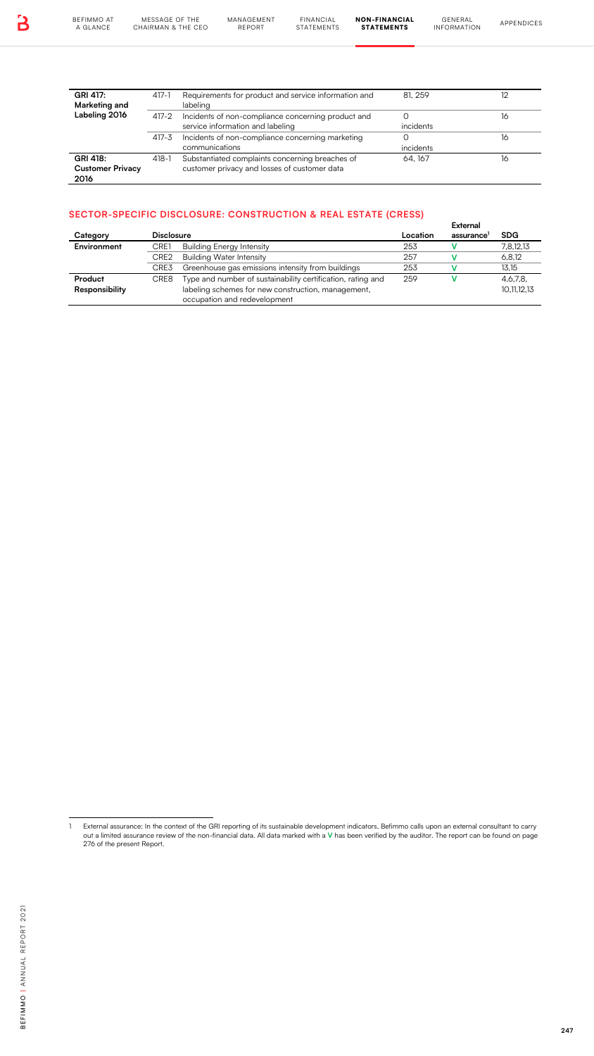| | | | | |
|---|---|---|---|---|
| **GRI 417: Marketing and Labeling 2016** | 417-1 | Requirements for product and service information and labeling | 81, 259 | 12 |
| | 417-2 | Incidents of non-compliance concerning product and service information and labeling | 0 incidents | 16 |
| | 417-3 | Incidents of non-compliance concerning marketing communications | 0 incidents | 16 |
| **GRI 418: Customer Privacy 2016** | 418-1 | Substantiated complaints concerning breaches of customer privacy and losses of customer data | 64, 167 | 16 |

## SECTOR-SPECIFIC DISCLOSURE: CONSTRUCTION & REAL ESTATE (CRESS)

| Category | Disclosure | | Location | External assurance[1] | SDG |
|---|---|---|---|---|---|
| **Environment** | CRE1 | Building Energy Intensity | 253 | V | 7,8,12,13 |
| | CRE2 | Building Water Intensity | 257 | V | 6,8,12 |
| | CRE3 | Greenhouse gas emissions intensity from buildings | 253 | V | 13,15 |
| **Product Responsibility** | CRE8 | Type and number of sustainability certification, rating and labeling schemes for new construction, management, occupation and redevelopment | 259 | V | 4,6,7,8, 10,11,12,13 |

1 External assurance: In the context of the GRI reporting of its sustainable development indicators, Befimmo calls upon an external consultant to carry out a limited assurance review of the non-financial data. All data marked with a V has been verified by the auditor. The report can be found on page 276 of the present Report.